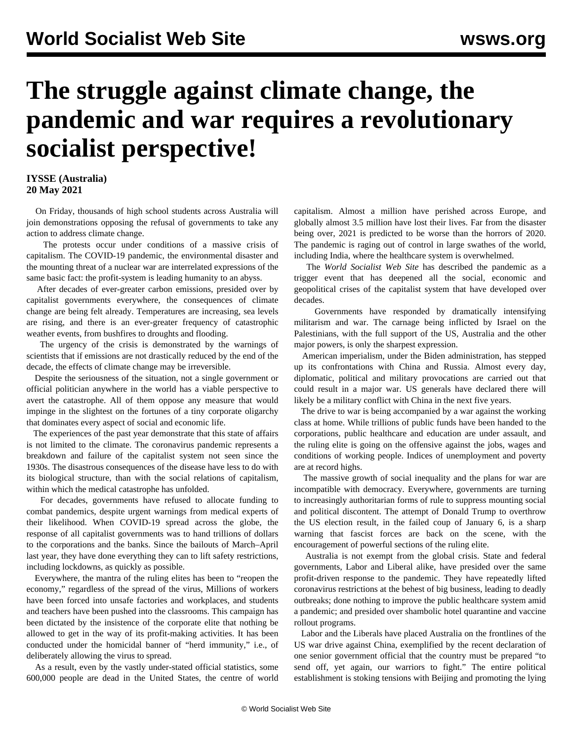# The struggle against climate change, the pandemic and war requires a revolutionary socialist perspective!

**IYSSE (Australia)**
**20 May 2021**

On Friday, thousands of high school students across Australia will join demonstrations opposing the refusal of governments to take any action to address climate change.

The protests occur under conditions of a massive crisis of capitalism. The COVID-19 pandemic, the environmental disaster and the mounting threat of a nuclear war are interrelated expressions of the same basic fact: the profit-system is leading humanity to an abyss.

After decades of ever-greater carbon emissions, presided over by capitalist governments everywhere, the consequences of climate change are being felt already. Temperatures are increasing, sea levels are rising, and there is an ever-greater frequency of catastrophic weather events, from bushfires to droughts and flooding.

The urgency of the crisis is demonstrated by the warnings of scientists that if emissions are not drastically reduced by the end of the decade, the effects of climate change may be irreversible.

Despite the seriousness of the situation, not a single government or official politician anywhere in the world has a viable perspective to avert the catastrophe. All of them oppose any measure that would impinge in the slightest on the fortunes of a tiny corporate oligarchy that dominates every aspect of social and economic life.

The experiences of the past year demonstrate that this state of affairs is not limited to the climate. The coronavirus pandemic represents a breakdown and failure of the capitalist system not seen since the 1930s. The disastrous consequences of the disease have less to do with its biological structure, than with the social relations of capitalism, within which the medical catastrophe has unfolded.

For decades, governments have refused to allocate funding to combat pandemics, despite urgent warnings from medical experts of their likelihood. When COVID-19 spread across the globe, the response of all capitalist governments was to hand trillions of dollars to the corporations and the banks. Since the bailouts of March–April last year, they have done everything they can to lift safety restrictions, including lockdowns, as quickly as possible.

Everywhere, the mantra of the ruling elites has been to "reopen the economy," regardless of the spread of the virus, Millions of workers have been forced into unsafe factories and workplaces, and students and teachers have been pushed into the classrooms. This campaign has been dictated by the insistence of the corporate elite that nothing be allowed to get in the way of its profit-making activities. It has been conducted under the homicidal banner of "herd immunity," i.e., of deliberately allowing the virus to spread.

As a result, even by the vastly under-stated official statistics, some 600,000 people are dead in the United States, the centre of world capitalism. Almost a million have perished across Europe, and globally almost 3.5 million have lost their lives. Far from the disaster being over, 2021 is predicted to be worse than the horrors of 2020. The pandemic is raging out of control in large swathes of the world, including India, where the healthcare system is overwhelmed.

The *World Socialist Web Site* has described the pandemic as a trigger event that has deepened all the social, economic and geopolitical crises of the capitalist system that have developed over decades.

Governments have responded by dramatically intensifying militarism and war. The carnage being inflicted by Israel on the Palestinians, with the full support of the US, Australia and the other major powers, is only the sharpest expression.

American imperialism, under the Biden administration, has stepped up its confrontations with China and Russia. Almost every day, diplomatic, political and military provocations are carried out that could result in a major war. US generals have declared there will likely be a military conflict with China in the next five years.

The drive to war is being accompanied by a war against the working class at home. While trillions of public funds have been handed to the corporations, public healthcare and education are under assault, and the ruling elite is going on the offensive against the jobs, wages and conditions of working people. Indices of unemployment and poverty are at record highs.

The massive growth of social inequality and the plans for war are incompatible with democracy. Everywhere, governments are turning to increasingly authoritarian forms of rule to suppress mounting social and political discontent. The attempt of Donald Trump to overthrow the US election result, in the failed coup of January 6, is a sharp warning that fascist forces are back on the scene, with the encouragement of powerful sections of the ruling elite.

Australia is not exempt from the global crisis. State and federal governments, Labor and Liberal alike, have presided over the same profit-driven response to the pandemic. They have repeatedly lifted coronavirus restrictions at the behest of big business, leading to deadly outbreaks; done nothing to improve the public healthcare system amid a pandemic; and presided over shambolic hotel quarantine and vaccine rollout programs.

Labor and the Liberals have placed Australia on the frontlines of the US war drive against China, exemplified by the recent declaration of one senior government official that the country must be prepared "to send off, yet again, our warriors to fight." The entire political establishment is stoking tensions with Beijing and promoting the lying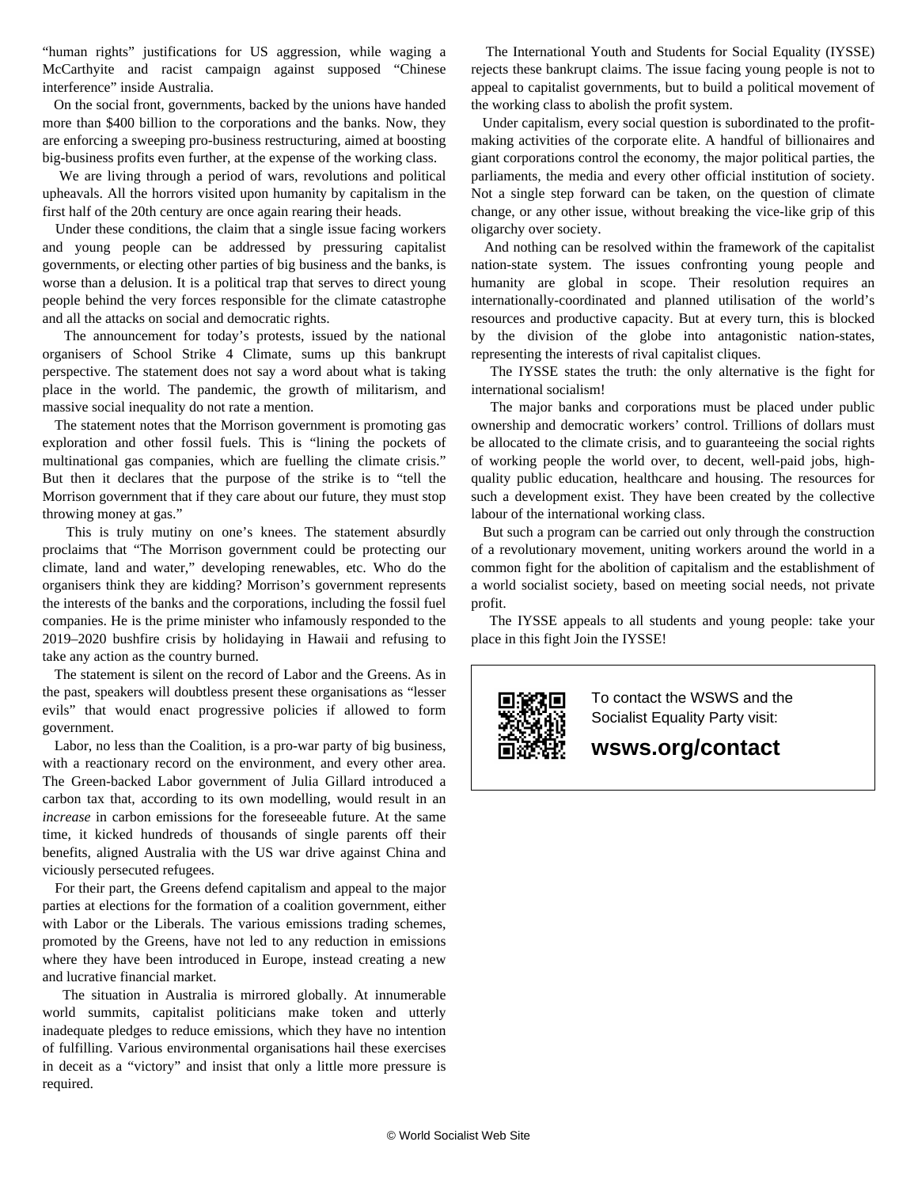"human rights" justifications for US aggression, while waging a McCarthyite and racist campaign against supposed "Chinese interference" inside Australia.

On the social front, governments, backed by the unions have handed more than $400 billion to the corporations and the banks. Now, they are enforcing a sweeping pro-business restructuring, aimed at boosting big-business profits even further, at the expense of the working class.

We are living through a period of wars, revolutions and political upheavals. All the horrors visited upon humanity by capitalism in the first half of the 20th century are once again rearing their heads.

Under these conditions, the claim that a single issue facing workers and young people can be addressed by pressuring capitalist governments, or electing other parties of big business and the banks, is worse than a delusion. It is a political trap that serves to direct young people behind the very forces responsible for the climate catastrophe and all the attacks on social and democratic rights.

The announcement for today's protests, issued by the national organisers of School Strike 4 Climate, sums up this bankrupt perspective. The statement does not say a word about what is taking place in the world. The pandemic, the growth of militarism, and massive social inequality do not rate a mention.

The statement notes that the Morrison government is promoting gas exploration and other fossil fuels. This is "lining the pockets of multinational gas companies, which are fuelling the climate crisis." But then it declares that the purpose of the strike is to "tell the Morrison government that if they care about our future, they must stop throwing money at gas."

This is truly mutiny on one's knees. The statement absurdly proclaims that "The Morrison government could be protecting our climate, land and water," developing renewables, etc. Who do the organisers think they are kidding? Morrison's government represents the interests of the banks and the corporations, including the fossil fuel companies. He is the prime minister who infamously responded to the 2019–2020 bushfire crisis by holidaying in Hawaii and refusing to take any action as the country burned.

The statement is silent on the record of Labor and the Greens. As in the past, speakers will doubtless present these organisations as "lesser evils" that would enact progressive policies if allowed to form government.

Labor, no less than the Coalition, is a pro-war party of big business, with a reactionary record on the environment, and every other area. The Green-backed Labor government of Julia Gillard introduced a carbon tax that, according to its own modelling, would result in an *increase* in carbon emissions for the foreseeable future. At the same time, it kicked hundreds of thousands of single parents off their benefits, aligned Australia with the US war drive against China and viciously persecuted refugees.

For their part, the Greens defend capitalism and appeal to the major parties at elections for the formation of a coalition government, either with Labor or the Liberals. The various emissions trading schemes, promoted by the Greens, have not led to any reduction in emissions where they have been introduced in Europe, instead creating a new and lucrative financial market.

The situation in Australia is mirrored globally. At innumerable world summits, capitalist politicians make token and utterly inadequate pledges to reduce emissions, which they have no intention of fulfilling. Various environmental organisations hail these exercises in deceit as a "victory" and insist that only a little more pressure is required.

The International Youth and Students for Social Equality (IYSSE) rejects these bankrupt claims. The issue facing young people is not to appeal to capitalist governments, but to build a political movement of the working class to abolish the profit system.

Under capitalism, every social question is subordinated to the profit-making activities of the corporate elite. A handful of billionaires and giant corporations control the economy, the major political parties, the parliaments, the media and every other official institution of society. Not a single step forward can be taken, on the question of climate change, or any other issue, without breaking the vice-like grip of this oligarchy over society.

And nothing can be resolved within the framework of the capitalist nation-state system. The issues confronting young people and humanity are global in scope. Their resolution requires an internationally-coordinated and planned utilisation of the world's resources and productive capacity. But at every turn, this is blocked by the division of the globe into antagonistic nation-states, representing the interests of rival capitalist cliques.

The IYSSE states the truth: the only alternative is the fight for international socialism!

The major banks and corporations must be placed under public ownership and democratic workers' control. Trillions of dollars must be allocated to the climate crisis, and to guaranteeing the social rights of working people the world over, to decent, well-paid jobs, high-quality public education, healthcare and housing. The resources for such a development exist. They have been created by the collective labour of the international working class.

But such a program can be carried out only through the construction of a revolutionary movement, uniting workers around the world in a common fight for the abolition of capitalism and the establishment of a world socialist society, based on meeting social needs, not private profit.

The IYSSE appeals to all students and young people: take your place in this fight Join the IYSSE!

To contact the WSWS and the Socialist Equality Party visit:

**wsws.org/contact**